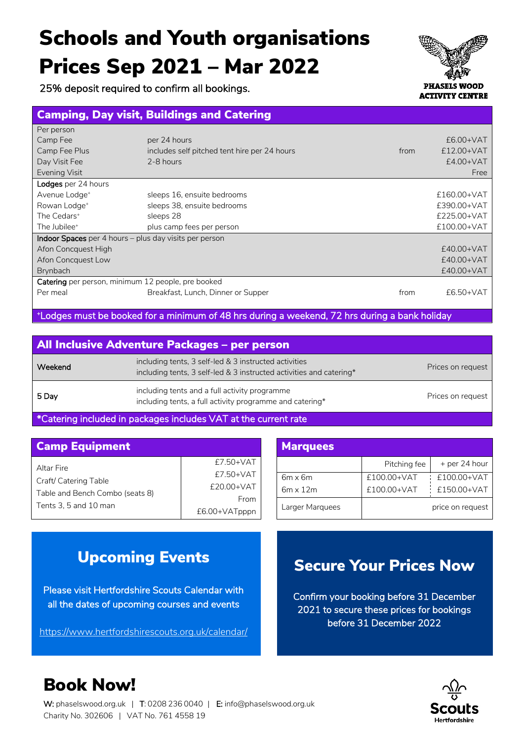# Schools and Youth organisations Prices Sep 2021 – Mar 2022

25% deposit required to confirm all bookings.

PHASELS WOOD ACTIVITY CENTRE

## Camping, Day visit, Buildings and Catering

| | | | |
|---|---|---|---|
| Per person | | | |
| Camp Fee | per 24 hours | | £6.00+VAT |
| Camp Fee Plus | includes self pitched tent hire per 24 hours | from | £12.00+VAT |
| Day Visit Fee | 2-8 hours | | £4.00+VAT |
| Evening Visit | | | Free |
| **Lodges** per 24 hours | | | |
| Avenue Lodge⁺ | sleeps 16, ensuite bedrooms | | £160.00+VAT |
| Rowan Lodge⁺ | sleeps 38, ensuite bedrooms | | £390.00+VAT |
| The Cedars⁺ | sleeps 28 | | £225.00+VAT |
| The Jubilee⁺ | plus camp fees per person | | £100.00+VAT |
| **Indoor Spaces** per 4 hours – plus day visits per person | | | |
| Afon Concquest High | | | £40.00+VAT |
| Afon Concquest Low | | | £40.00+VAT |
| Brynbach | | | £40.00+VAT |
| **Catering** per person, minimum 12 people, pre booked | | | |
| Per meal | Breakfast, Lunch, Dinner or Supper | from | £6.50+VAT |

⁺Lodges must be booked for a minimum of 48 hrs during a weekend, 72 hrs during a bank holiday

## All Inclusive Adventure Packages – per person

| | | |
|---|---|---|
| Weekend | including tents, 3 self-led & 3 instructed activities<br>including tents, 3 self-led & 3 instructed activities and catering* | Prices on request |
| 5 Day | including tents and a full activity programme<br>including tents, a full activity programme and catering* | Prices on request |

*Catering included in packages includes VAT at the current rate

## Camp Equipment

| | |
|---|---|
| Altar Fire | £7.50+VAT |
| Craft/ Catering Table | £7.50+VAT |
| Table and Bench Combo (seats 8) | £20.00+VAT |
| Tents 3, 5 and 10 man | From £6.00+VATpppn |

## Marquees

| | Pitching fee | + per 24 hour |
|---|---|---|
| 6m x 6m | £100.00+VAT | £100.00+VAT |
| 6m x 12m | £100.00+VAT | £150.00+VAT |
| Larger Marquees | price on request | |

## Upcoming Events

Please visit Hertfordshire Scouts Calendar with all the dates of upcoming courses and events

https://www.hertfordshirescouts.org.uk/calendar/

## Secure Your Prices Now

Confirm your booking before 31 December 2021 to secure these prices for bookings before 31 December 2022

# Book Now!

**W:** phaselswood.org.uk | **T:** 0208 236 0040 | **E:** info@phaselswood.org.uk
Charity No. 302606 | VAT No. 761 4558 19

Scouts Hertfordshire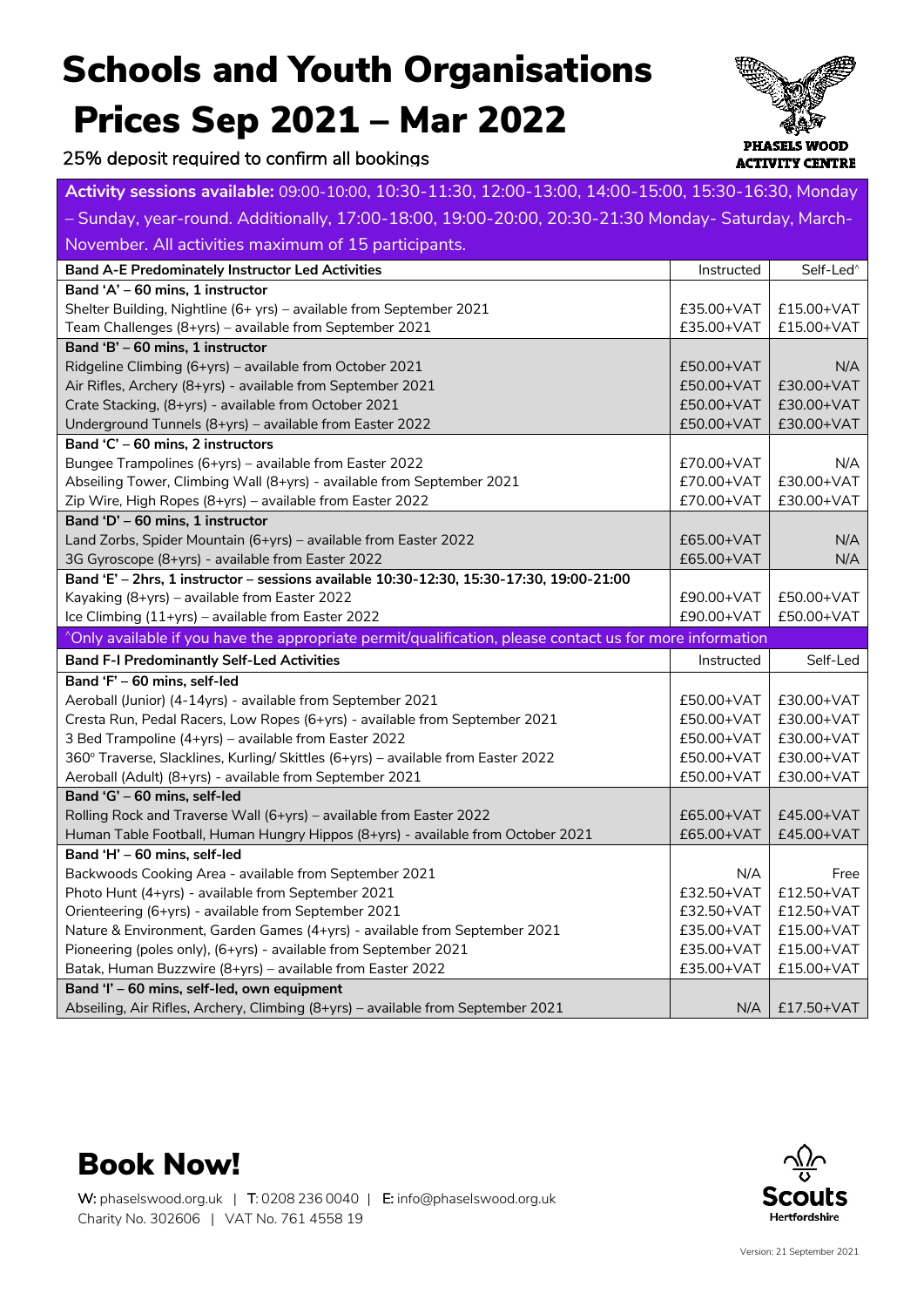# Schools and Youth Organisations Prices Sep 2021 – Mar 2022

25% deposit required to confirm all bookings

PHASELS WOOD ACTIVITY CENTRE

**Activity sessions available:** 09:00-10:00, 10:30-11:30, 12:00-13:00, 14:00-15:00, 15:30-16:30, Monday – Sunday, year-round. Additionally, 17:00-18:00, 19:00-20:00, 20:30-21:30 Monday- Saturday, March-November. All activities maximum of 15 participants.

| **Band A-E Predominately Instructor Led Activities** | Instructed | Self-Led^ |
|---|---|---|
| **Band 'A' – 60 mins, 1 instructor** | | |
| Shelter Building, Nightline (6+ yrs) – available from September 2021 | £35.00+VAT | £15.00+VAT |
| Team Challenges (8+yrs) – available from September 2021 | £35.00+VAT | £15.00+VAT |
| **Band 'B' – 60 mins, 1 instructor** | | |
| Ridgeline Climbing (6+yrs) – available from October 2021 | £50.00+VAT | N/A |
| Air Rifles, Archery (8+yrs) - available from September 2021 | £50.00+VAT | £30.00+VAT |
| Crate Stacking, (8+yrs) - available from October 2021 | £50.00+VAT | £30.00+VAT |
| Underground Tunnels (8+yrs) – available from Easter 2022 | £50.00+VAT | £30.00+VAT |
| **Band 'C' – 60 mins, 2 instructors** | | |
| Bungee Trampolines (6+yrs) – available from Easter 2022 | £70.00+VAT | N/A |
| Abseiling Tower, Climbing Wall (8+yrs) - available from September 2021 | £70.00+VAT | £30.00+VAT |
| Zip Wire, High Ropes (8+yrs) – available from Easter 2022 | £70.00+VAT | £30.00+VAT |
| **Band 'D' – 60 mins, 1 instructor** | | |
| Land Zorbs, Spider Mountain (6+yrs) – available from Easter 2022 | £65.00+VAT | N/A |
| 3G Gyroscope (8+yrs) - available from Easter 2022 | £65.00+VAT | N/A |
| **Band 'E' – 2hrs, 1 instructor – sessions available 10:30-12:30, 15:30-17:30, 19:00-21:00** | | |
| Kayaking (8+yrs) – available from Easter 2022 | £90.00+VAT | £50.00+VAT |
| Ice Climbing (11+yrs) – available from Easter 2022 | £90.00+VAT | £50.00+VAT |
| ^Only available if you have the appropriate permit/qualification, please contact us for more information | | |
| **Band F-I Predominantly Self-Led Activities** | Instructed | Self-Led |
| **Band 'F' – 60 mins, self-led** | | |
| Aeroball (Junior) (4-14yrs) - available from September 2021 | £50.00+VAT | £30.00+VAT |
| Cresta Run, Pedal Racers, Low Ropes (6+yrs) - available from September 2021 | £50.00+VAT | £30.00+VAT |
| 3 Bed Trampoline (4+yrs) – available from Easter 2022 | £50.00+VAT | £30.00+VAT |
| 360° Traverse, Slacklines, Kurling/ Skittles (6+yrs) – available from Easter 2022 | £50.00+VAT | £30.00+VAT |
| Aeroball (Adult) (8+yrs) - available from September 2021 | £50.00+VAT | £30.00+VAT |
| **Band 'G' – 60 mins, self-led** | | |
| Rolling Rock and Traverse Wall (6+yrs) – available from Easter 2022 | £65.00+VAT | £45.00+VAT |
| Human Table Football, Human Hungry Hippos (8+yrs) - available from October 2021 | £65.00+VAT | £45.00+VAT |
| **Band 'H' – 60 mins, self-led** | | |
| Backwoods Cooking Area - available from September 2021 | N/A | Free |
| Photo Hunt (4+yrs) - available from September 2021 | £32.50+VAT | £12.50+VAT |
| Orienteering (6+yrs) - available from September 2021 | £32.50+VAT | £12.50+VAT |
| Nature & Environment, Garden Games (4+yrs) - available from September 2021 | £35.00+VAT | £15.00+VAT |
| Pioneering (poles only), (6+yrs) - available from September 2021 | £35.00+VAT | £15.00+VAT |
| Batak, Human Buzzwire (8+yrs) – available from Easter 2022 | £35.00+VAT | £15.00+VAT |
| **Band 'I' – 60 mins, self-led, own equipment** | | |
| Abseiling, Air Rifles, Archery, Climbing (8+yrs) – available from September 2021 | N/A | £17.50+VAT |

# Book Now!

**W:** phaselswood.org.uk | **T:** 0208 236 0040 | **E:** info@phaselswood.org.uk
Charity No. 302606 | VAT No. 761 4558 19

Scouts Hertfordshire

Version: 21 September 2021